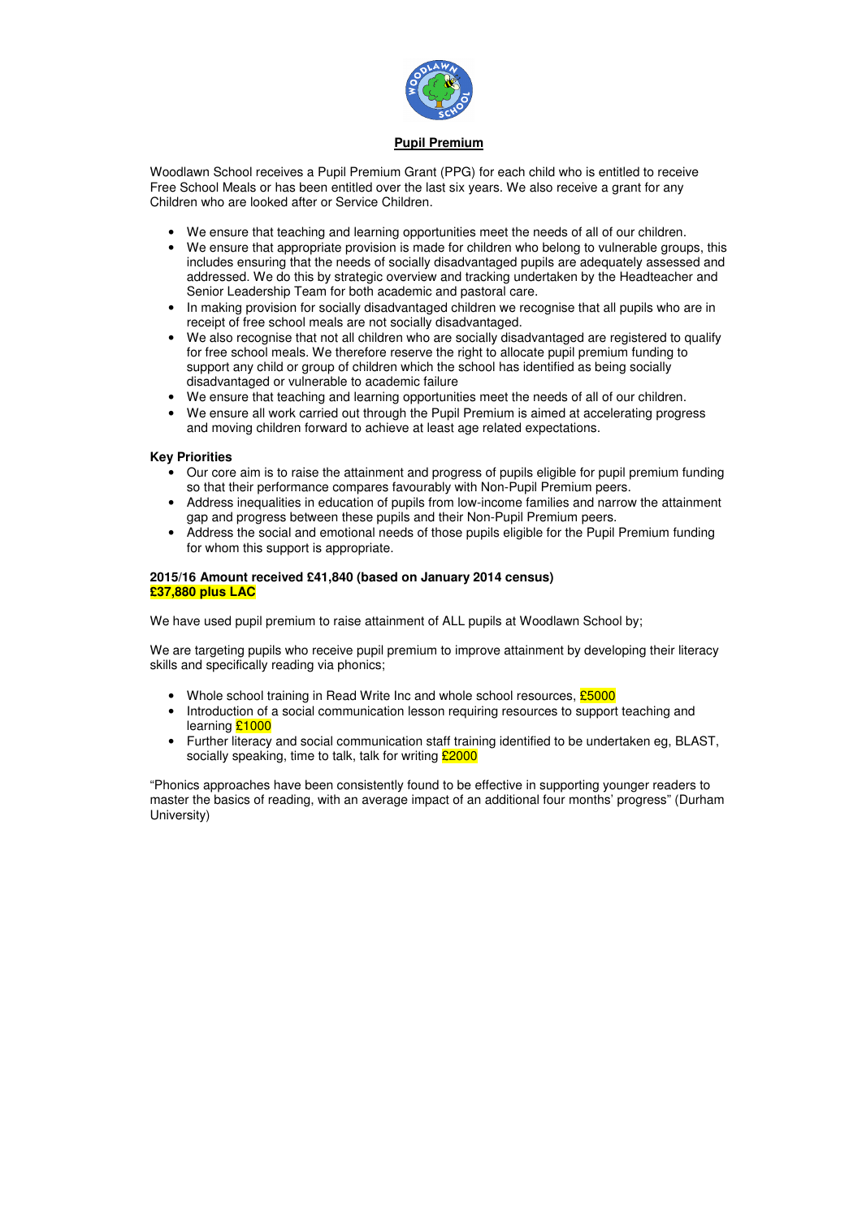# Pupil Premium

Woodlawn School receives a Pupil Premium Grant (PPG) for each child who is entitled to receive Free School Meals or has been entitled over the last six years. We also receive a grant for any Children who are looked after or Service Children.

- We ensure that teaching and learning opportunities meet the needs of all of our children.
- We ensure that appropriate provision is made for children who belong to vulnerable groups, this includes ensuring that the needs of socially disadvantaged pupils are adequately assessed and addressed. We do this by strategic overview and tracking undertaken by the Headteacher and Senior Leadership Team for both academic and pastoral care.
- In making provision for socially disadvantaged children we recognise that all pupils who are in receipt of free school meals are not socially disadvantaged.
- We also recognise that not all children who are socially disadvantaged are registered to qualify for free school meals. We therefore reserve the right to allocate pupil premium funding to support any child or group of children which the school has identified as being socially disadvantaged or vulnerable to academic failure
- We ensure that teaching and learning opportunities meet the needs of all of our children.
- We ensure all work carried out through the Pupil Premium is aimed at accelerating progress and moving children forward to achieve at least age related expectations.

**Key Priorities**

- Our core aim is to raise the attainment and progress of pupils eligible for pupil premium funding so that their performance compares favourably with Non-Pupil Premium peers.
- Address inequalities in education of pupils from low-income families and narrow the attainment gap and progress between these pupils and their Non-Pupil Premium peers.
- Address the social and emotional needs of those pupils eligible for the Pupil Premium funding for whom this support is appropriate.

**2015/16 Amount received £41,840 (based on January 2014 census)**
**£37,880 plus LAC**

We have used pupil premium to raise attainment of ALL pupils at Woodlawn School by;

We are targeting pupils who receive pupil premium to improve attainment by developing their literacy skills and specifically reading via phonics;

- Whole school training in Read Write Inc and whole school resources, £5000
- Introduction of a social communication lesson requiring resources to support teaching and learning £1000
- Further literacy and social communication staff training identified to be undertaken eg, BLAST, socially speaking, time to talk, talk for writing £2000

"Phonics approaches have been consistently found to be effective in supporting younger readers to master the basics of reading, with an average impact of an additional four months' progress" (Durham University)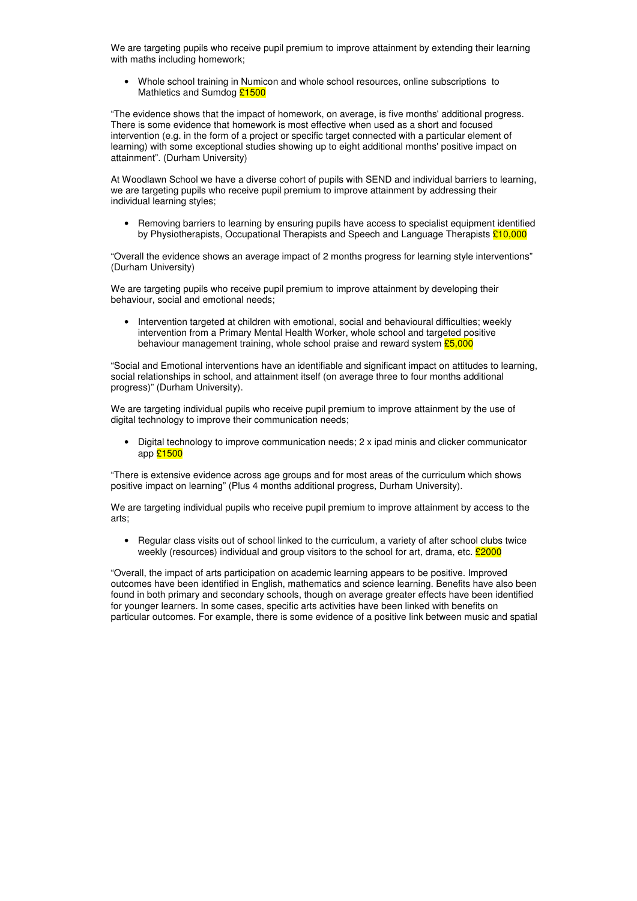We are targeting pupils who receive pupil premium to improve attainment by extending their learning with maths including homework;

- Whole school training in Numicon and whole school resources, online subscriptions to Mathletics and Sumdog £1500

"The evidence shows that the impact of homework, on average, is five months' additional progress. There is some evidence that homework is most effective when used as a short and focused intervention (e.g. in the form of a project or specific target connected with a particular element of learning) with some exceptional studies showing up to eight additional months' positive impact on attainment". (Durham University)

At Woodlawn School we have a diverse cohort of pupils with SEND and individual barriers to learning, we are targeting pupils who receive pupil premium to improve attainment by addressing their individual learning styles;

- Removing barriers to learning by ensuring pupils have access to specialist equipment identified by Physiotherapists, Occupational Therapists and Speech and Language Therapists £10,000

"Overall the evidence shows an average impact of 2 months progress for learning style interventions" (Durham University)

We are targeting pupils who receive pupil premium to improve attainment by developing their behaviour, social and emotional needs;

- Intervention targeted at children with emotional, social and behavioural difficulties; weekly intervention from a Primary Mental Health Worker, whole school and targeted positive behaviour management training, whole school praise and reward system £5,000

"Social and Emotional interventions have an identifiable and significant impact on attitudes to learning, social relationships in school, and attainment itself (on average three to four months additional progress)" (Durham University).

We are targeting individual pupils who receive pupil premium to improve attainment by the use of digital technology to improve their communication needs;

- Digital technology to improve communication needs; 2 x ipad minis and clicker communicator app £1500

"There is extensive evidence across age groups and for most areas of the curriculum which shows positive impact on learning" (Plus 4 months additional progress, Durham University).

We are targeting individual pupils who receive pupil premium to improve attainment by access to the arts;

- Regular class visits out of school linked to the curriculum, a variety of after school clubs twice weekly (resources) individual and group visitors to the school for art, drama, etc. £2000

"Overall, the impact of arts participation on academic learning appears to be positive. Improved outcomes have been identified in English, mathematics and science learning. Benefits have also been found in both primary and secondary schools, though on average greater effects have been identified for younger learners. In some cases, specific arts activities have been linked with benefits on particular outcomes. For example, there is some evidence of a positive link between music and spatial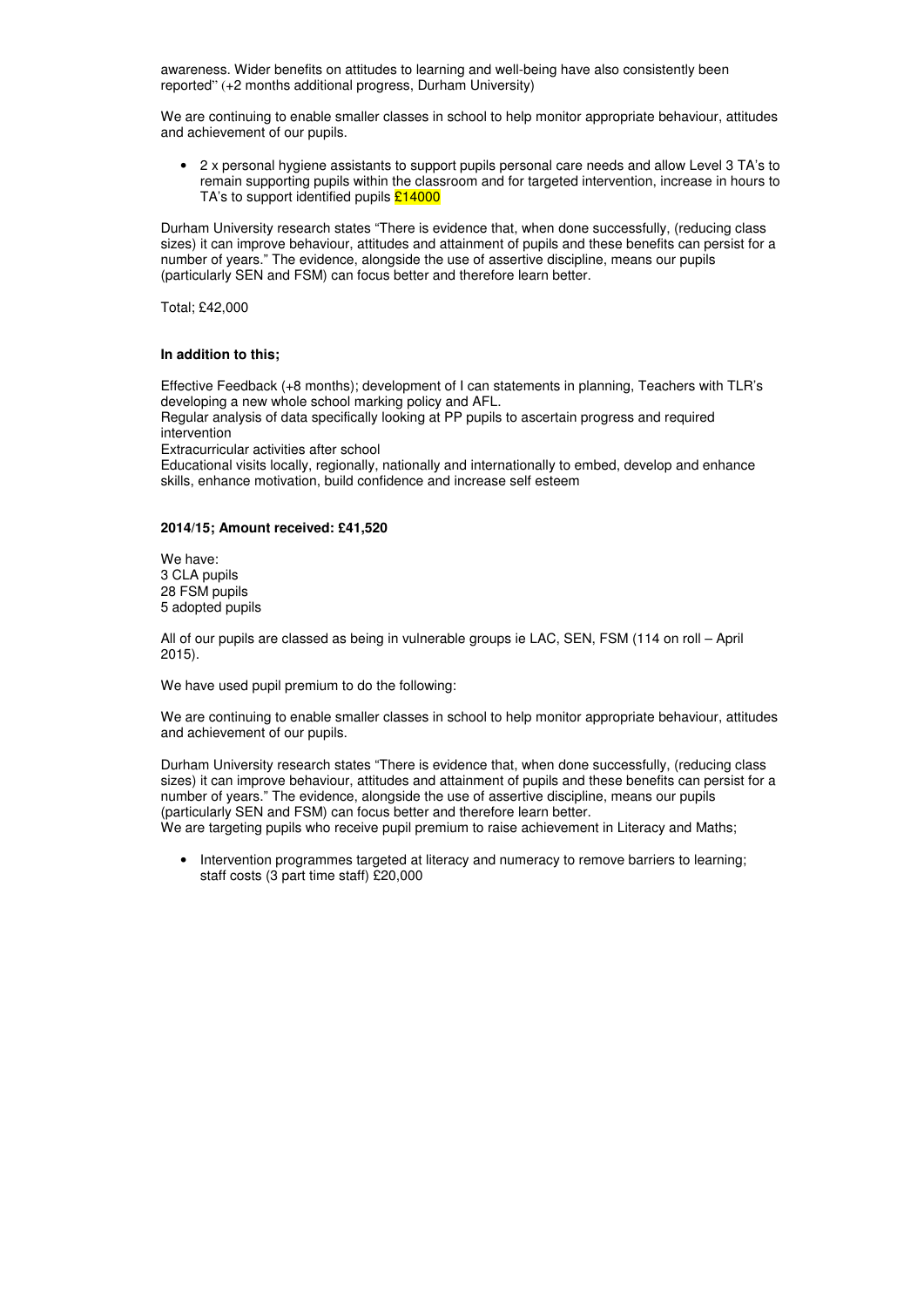awareness. Wider benefits on attitudes to learning and well-being have also consistently been reported" (+2 months additional progress, Durham University)

We are continuing to enable smaller classes in school to help monitor appropriate behaviour, attitudes and achievement of our pupils.

- 2 x personal hygiene assistants to support pupils personal care needs and allow Level 3 TA's to remain supporting pupils within the classroom and for targeted intervention, increase in hours to TA's to support identified pupils £14000

Durham University research states "There is evidence that, when done successfully, (reducing class sizes) it can improve behaviour, attitudes and attainment of pupils and these benefits can persist for a number of years." The evidence, alongside the use of assertive discipline, means our pupils (particularly SEN and FSM) can focus better and therefore learn better.

Total; £42,000

**In addition to this;**

Effective Feedback (+8 months); development of I can statements in planning, Teachers with TLR's developing a new whole school marking policy and AFL.
Regular analysis of data specifically looking at PP pupils to ascertain progress and required intervention
Extracurricular activities after school
Educational visits locally, regionally, nationally and internationally to embed, develop and enhance skills, enhance motivation, build confidence and increase self esteem

**2014/15; Amount received: £41,520**

We have:
3 CLA pupils
28 FSM pupils
5 adopted pupils

All of our pupils are classed as being in vulnerable groups ie LAC, SEN, FSM (114 on roll – April 2015).

We have used pupil premium to do the following:

We are continuing to enable smaller classes in school to help monitor appropriate behaviour, attitudes and achievement of our pupils.

Durham University research states "There is evidence that, when done successfully, (reducing class sizes) it can improve behaviour, attitudes and attainment of pupils and these benefits can persist for a number of years." The evidence, alongside the use of assertive discipline, means our pupils (particularly SEN and FSM) can focus better and therefore learn better.
We are targeting pupils who receive pupil premium to raise achievement in Literacy and Maths;

- Intervention programmes targeted at literacy and numeracy to remove barriers to learning; staff costs (3 part time staff) £20,000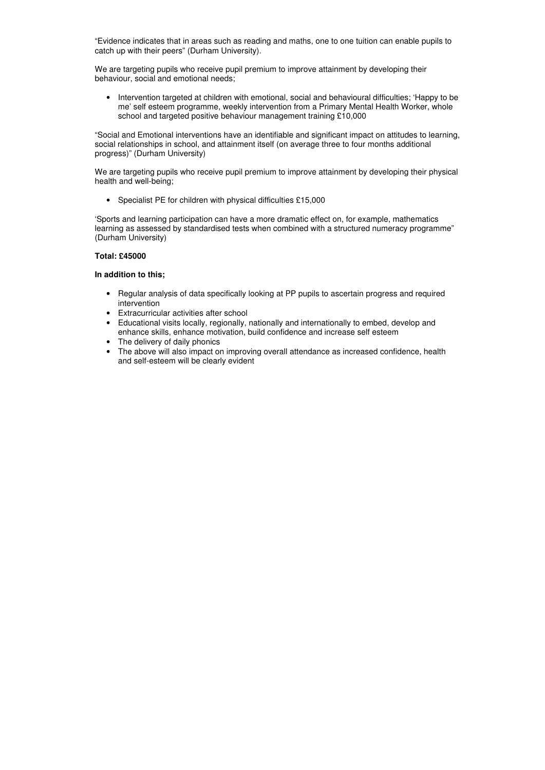"Evidence indicates that in areas such as reading and maths, one to one tuition can enable pupils to catch up with their peers" (Durham University).

We are targeting pupils who receive pupil premium to improve attainment by developing their behaviour, social and emotional needs;

- Intervention targeted at children with emotional, social and behavioural difficulties; 'Happy to be me' self esteem programme, weekly intervention from a Primary Mental Health Worker, whole school and targeted positive behaviour management training £10,000

"Social and Emotional interventions have an identifiable and significant impact on attitudes to learning, social relationships in school, and attainment itself (on average three to four months additional progress)" (Durham University)

We are targeting pupils who receive pupil premium to improve attainment by developing their physical health and well-being;

- Specialist PE for children with physical difficulties £15,000

'Sports and learning participation can have a more dramatic effect on, for example, mathematics learning as assessed by standardised tests when combined with a structured numeracy programme" (Durham University)

**Total: £45000**

**In addition to this;**

- Regular analysis of data specifically looking at PP pupils to ascertain progress and required intervention
- Extracurricular activities after school
- Educational visits locally, regionally, nationally and internationally to embed, develop and enhance skills, enhance motivation, build confidence and increase self esteem
- The delivery of daily phonics
- The above will also impact on improving overall attendance as increased confidence, health and self-esteem will be clearly evident